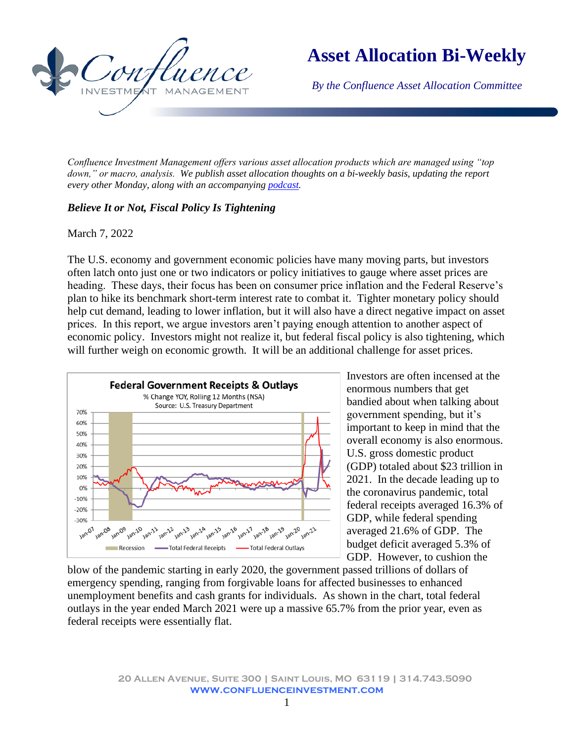# Asset Allocation Bi-Weekly

*By the Confluence Asset Allocation Committee*

*Confluence Investment Management offers various asset allocation products which are managed using "top down," or macro, analysis. We publish asset allocation thoughts on a bi-weekly basis, updating the report every other Monday, along with an accompanying podcast.*

## *Believe It or Not, Fiscal Policy Is Tightening*

March 7, 2022

The U.S. economy and government economic policies have many moving parts, but investors often latch onto just one or two indicators or policy initiatives to gauge where asset prices are heading. These days, their focus has been on consumer price inflation and the Federal Reserve's plan to hike its benchmark short-term interest rate to combat it. Tighter monetary policy should help cut demand, leading to lower inflation, but it will also have a direct negative impact on asset prices. In this report, we argue investors aren't paying enough attention to another aspect of economic policy. Investors might not realize it, but federal fiscal policy is also tightening, which will further weigh on economic growth. It will be an additional challenge for asset prices.

**Federal Government Receipts & Outlays**
% Change YOY, Rolling 12 Months (NSA)
Source: U.S. Treasury Department

Investors are often incensed at the enormous numbers that get bandied about when talking about government spending, but it's important to keep in mind that the overall economy is also enormous. U.S. gross domestic product (GDP) totaled about $23 trillion in 2021. In the decade leading up to the coronavirus pandemic, total federal receipts averaged 16.3% of GDP, while federal spending averaged 21.6% of GDP. The budget deficit averaged 5.3% of GDP. However, to cushion the blow of the pandemic starting in early 2020, the government passed trillions of dollars of emergency spending, ranging from forgivable loans for affected businesses to enhanced unemployment benefits and cash grants for individuals. As shown in the chart, total federal outlays in the year ended March 2021 were up a massive 65.7% from the prior year, even as federal receipts were essentially flat.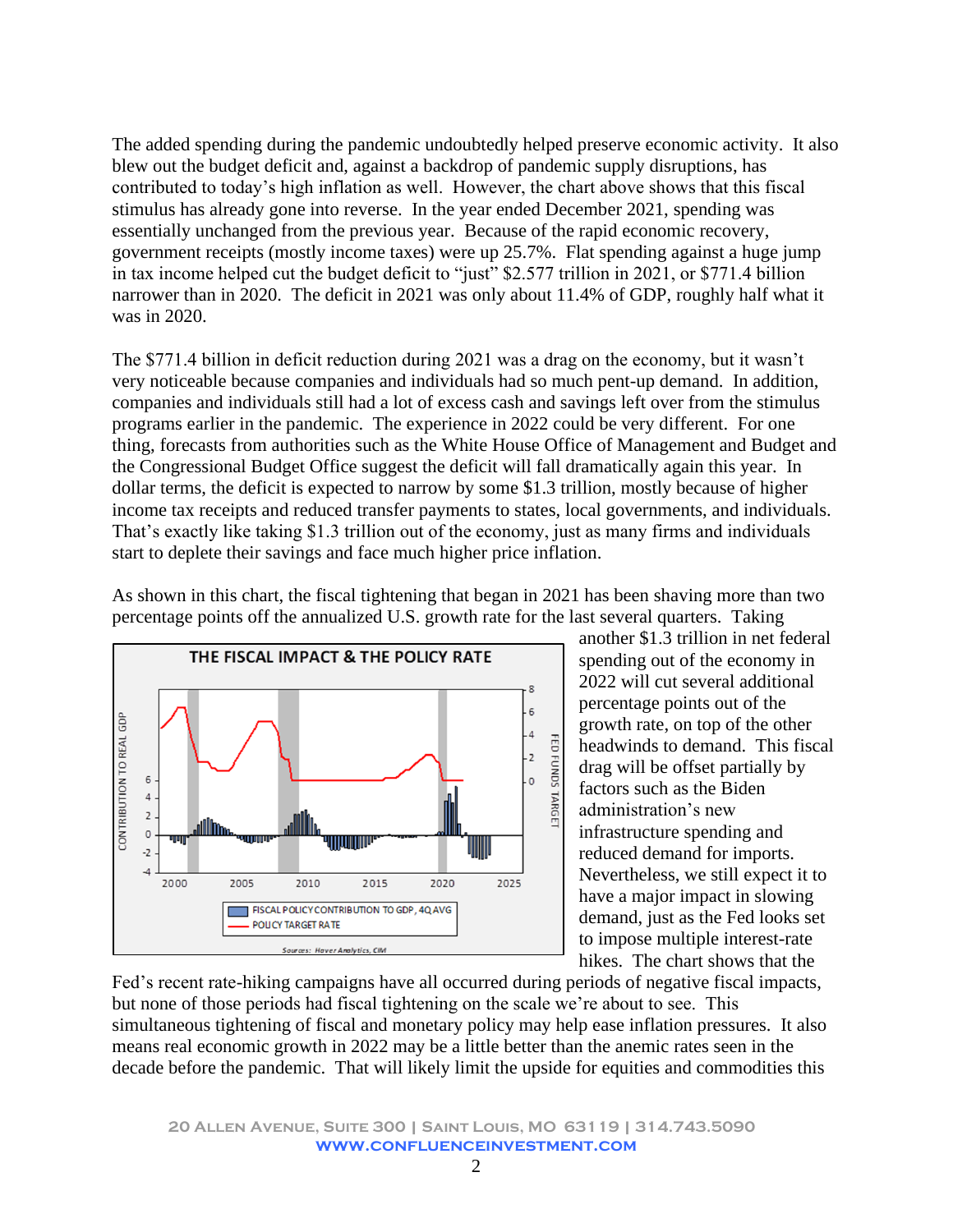The added spending during the pandemic undoubtedly helped preserve economic activity. It also blew out the budget deficit and, against a backdrop of pandemic supply disruptions, has contributed to today's high inflation as well. However, the chart above shows that this fiscal stimulus has already gone into reverse. In the year ended December 2021, spending was essentially unchanged from the previous year. Because of the rapid economic recovery, government receipts (mostly income taxes) were up 25.7%. Flat spending against a huge jump in tax income helped cut the budget deficit to "just" $2.577 trillion in 2021, or $771.4 billion narrower than in 2020. The deficit in 2021 was only about 11.4% of GDP, roughly half what it was in 2020.

The $771.4 billion in deficit reduction during 2021 was a drag on the economy, but it wasn't very noticeable because companies and individuals had so much pent-up demand. In addition, companies and individuals still had a lot of excess cash and savings left over from the stimulus programs earlier in the pandemic. The experience in 2022 could be very different. For one thing, forecasts from authorities such as the White House Office of Management and Budget and the Congressional Budget Office suggest the deficit will fall dramatically again this year. In dollar terms, the deficit is expected to narrow by some $1.3 trillion, mostly because of higher income tax receipts and reduced transfer payments to states, local governments, and individuals. That's exactly like taking $1.3 trillion out of the economy, just as many firms and individuals start to deplete their savings and face much higher price inflation.

As shown in this chart, the fiscal tightening that began in 2021 has been shaving more than two percentage points off the annualized U.S. growth rate for the last several quarters. Taking another $1.3 trillion in net federal spending out of the economy in 2022 will cut several additional percentage points out of the growth rate, on top of the other headwinds to demand. This fiscal drag will be offset partially by factors such as the Biden administration's new infrastructure spending and reduced demand for imports. Nevertheless, we still expect it to have a major impact in slowing demand, just as the Fed looks set to impose multiple interest-rate hikes. The chart shows that the Fed's recent rate-hiking campaigns have all occurred during periods of negative fiscal impacts, but none of those periods had fiscal tightening on the scale we're about to see. This simultaneous tightening of fiscal and monetary policy may help ease inflation pressures. It also means real economic growth in 2022 may be a little better than the anemic rates seen in the decade before the pandemic. That will likely limit the upside for equities and commodities this

**THE FISCAL IMPACT & THE POLICY RATE**

FISCAL POLICY CONTRIBUTION TO GDP, 4Q AVG
POLICY TARGET RATE

Sources: Haver Analytics, CIM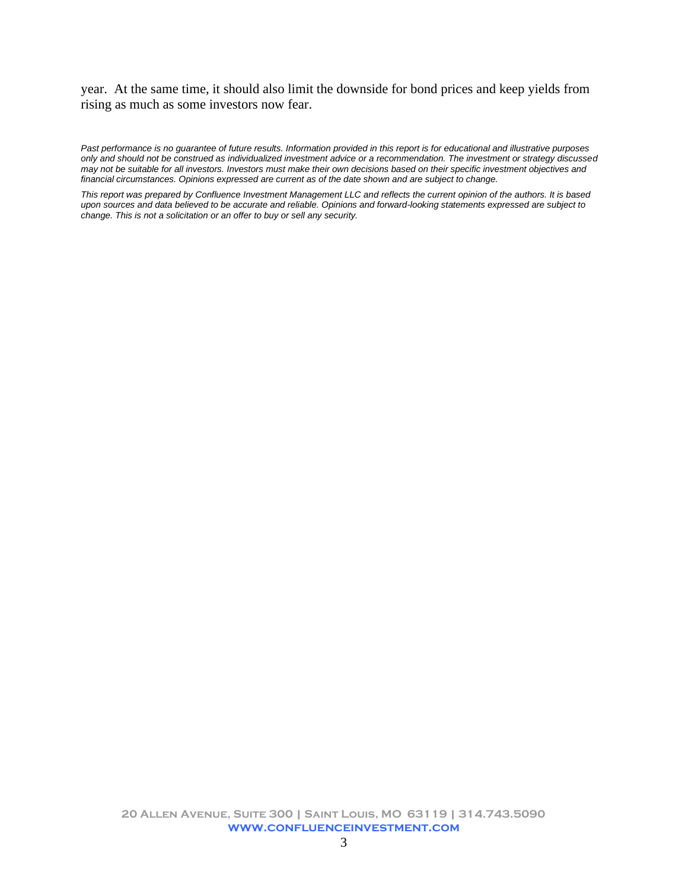year. At the same time, it should also limit the downside for bond prices and keep yields from rising as much as some investors now fear.

*Past performance is no guarantee of future results. Information provided in this report is for educational and illustrative purposes only and should not be construed as individualized investment advice or a recommendation. The investment or strategy discussed may not be suitable for all investors. Investors must make their own decisions based on their specific investment objectives and financial circumstances. Opinions expressed are current as of the date shown and are subject to change.*

*This report was prepared by Confluence Investment Management LLC and reflects the current opinion of the authors. It is based upon sources and data believed to be accurate and reliable. Opinions and forward-looking statements expressed are subject to change. This is not a solicitation or an offer to buy or sell any security.*